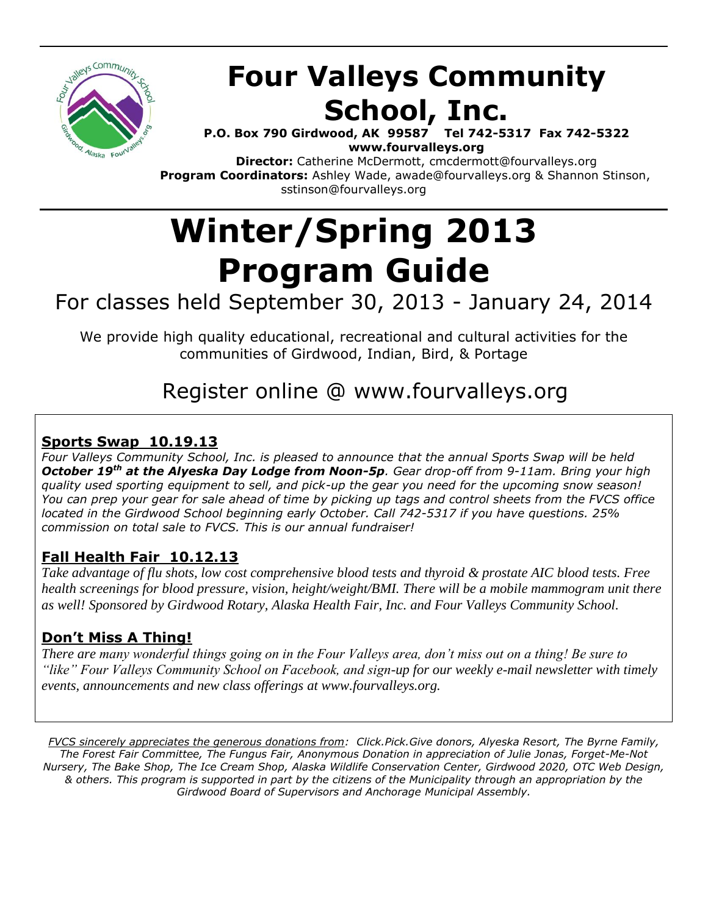# Four Valleys Community School, Inc.

**P.O. Box 790 Girdwood, AK 99587 Tel 742-5317 Fax 742-5322**
**www.fourvalleys.org**

**Director:** Catherine McDermott, cmcdermott@fourvalleys.org
**Program Coordinators:** Ashley Wade, awade@fourvalleys.org & Shannon Stinson, sstinson@fourvalleys.org

# Winter/Spring 2013 Program Guide

## For classes held September 30, 2013 - January 24, 2014

We provide high quality educational, recreational and cultural activities for the communities of Girdwood, Indian, Bird, & Portage

## Register online @ www.fourvalleys.org

### Sports Swap 10.19.13

*Four Valleys Community School, Inc. is pleased to announce that the annual Sports Swap will be held **October 19th at the Alyeska Day Lodge from Noon-5p**. Gear drop-off from 9-11am. Bring your high quality used sporting equipment to sell, and pick-up the gear you need for the upcoming snow season! You can prep your gear for sale ahead of time by picking up tags and control sheets from the FVCS office located in the Girdwood School beginning early October. Call 742-5317 if you have questions. 25% commission on total sale to FVCS. This is our annual fundraiser!*

### Fall Health Fair 10.12.13

*Take advantage of flu shots, low cost comprehensive blood tests and thyroid & prostate AIC blood tests. Free health screenings for blood pressure, vision, height/weight/BMI. There will be a mobile mammogram unit there as well! Sponsored by Girdwood Rotary, Alaska Health Fair, Inc. and Four Valleys Community School.*

### Don't Miss A Thing!

*There are many wonderful things going on in the Four Valleys area, don't miss out on a thing! Be sure to "like" Four Valleys Community School on Facebook, and sign-up for our weekly e-mail newsletter with timely events, announcements and new class offerings at www.fourvalleys.org.*

*FVCS sincerely appreciates the generous donations from: Click.Pick.Give donors, Alyeska Resort, The Byrne Family, The Forest Fair Committee, The Fungus Fair, Anonymous Donation in appreciation of Julie Jonas, Forget-Me-Not Nursery, The Bake Shop, The Ice Cream Shop, Alaska Wildlife Conservation Center, Girdwood 2020, OTC Web Design, & others. This program is supported in part by the citizens of the Municipality through an appropriation by the Girdwood Board of Supervisors and Anchorage Municipal Assembly.*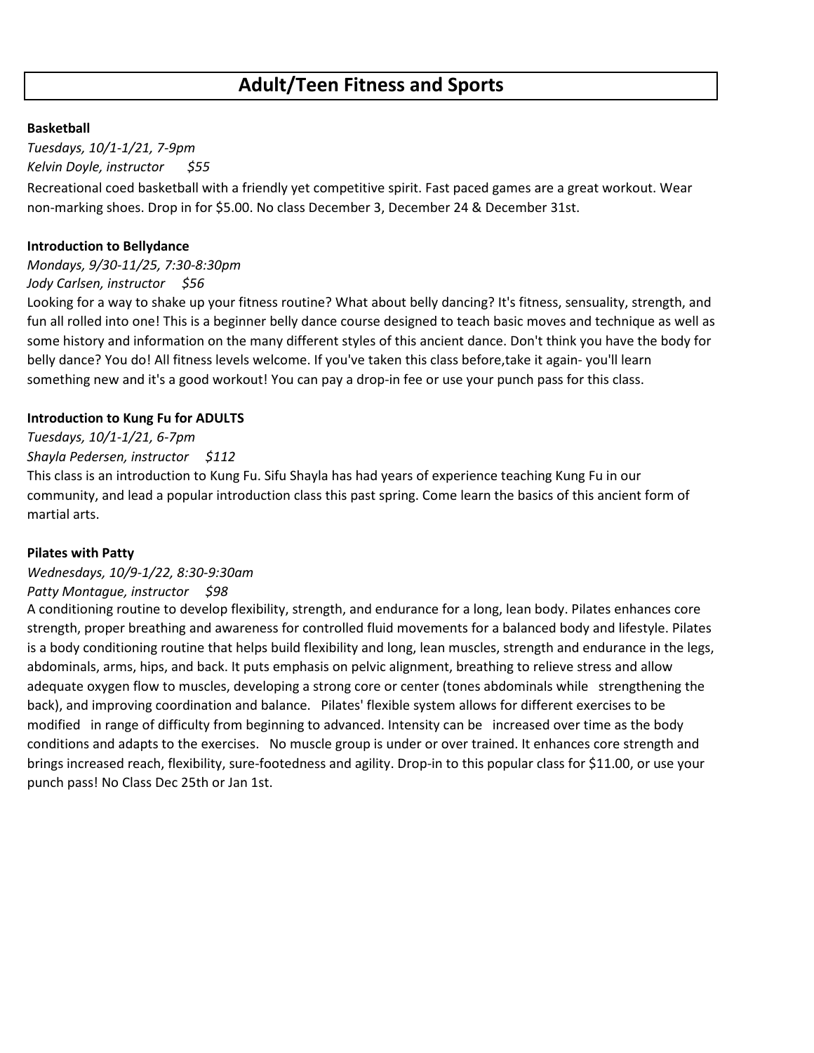# Adult/Teen Fitness and Sports

**Basketball**

*Tuesdays, 10/1-1/21, 7-9pm*

*Kelvin Doyle, instructor      $55*

Recreational coed basketball with a friendly yet competitive spirit. Fast paced games are a great workout. Wear non-marking shoes. Drop in for $5.00. No class December 3, December 24 & December 31st.

**Introduction to Bellydance**

*Mondays, 9/30-11/25, 7:30-8:30pm*

*Jody Carlsen, instructor     $56*

Looking for a way to shake up your fitness routine? What about belly dancing? It's fitness, sensuality, strength, and fun all rolled into one! This is a beginner belly dance course designed to teach basic moves and technique as well as some history and information on the many different styles of this ancient dance. Don't think you have the body for belly dance? You do! All fitness levels welcome. If you've taken this class before,take it again- you'll learn something new and it's a good workout! You can pay a drop-in fee or use your punch pass for this class.

**Introduction to Kung Fu for ADULTS**

*Tuesdays, 10/1-1/21, 6-7pm*

*Shayla Pedersen, instructor     $112*

This class is an introduction to Kung Fu. Sifu Shayla has had years of experience teaching Kung Fu in our community, and lead a popular introduction class this past spring. Come learn the basics of this ancient form of martial arts.

**Pilates with Patty**

*Wednesdays, 10/9-1/22, 8:30-9:30am*

*Patty Montague, instructor     $98*

A conditioning routine to develop flexibility, strength, and endurance for a long, lean body. Pilates enhances core strength, proper breathing and awareness for controlled fluid movements for a balanced body and lifestyle. Pilates is a body conditioning routine that helps build flexibility and long, lean muscles, strength and endurance in the legs, abdominals, arms, hips, and back. It puts emphasis on pelvic alignment, breathing to relieve stress and allow adequate oxygen flow to muscles, developing a strong core or center (tones abdominals while strengthening the back), and improving coordination and balance. Pilates' flexible system allows for different exercises to be modified in range of difficulty from beginning to advanced. Intensity can be increased over time as the body conditions and adapts to the exercises. No muscle group is under or over trained. It enhances core strength and brings increased reach, flexibility, sure-footedness and agility. Drop-in to this popular class for $11.00, or use your punch pass! No Class Dec 25th or Jan 1st.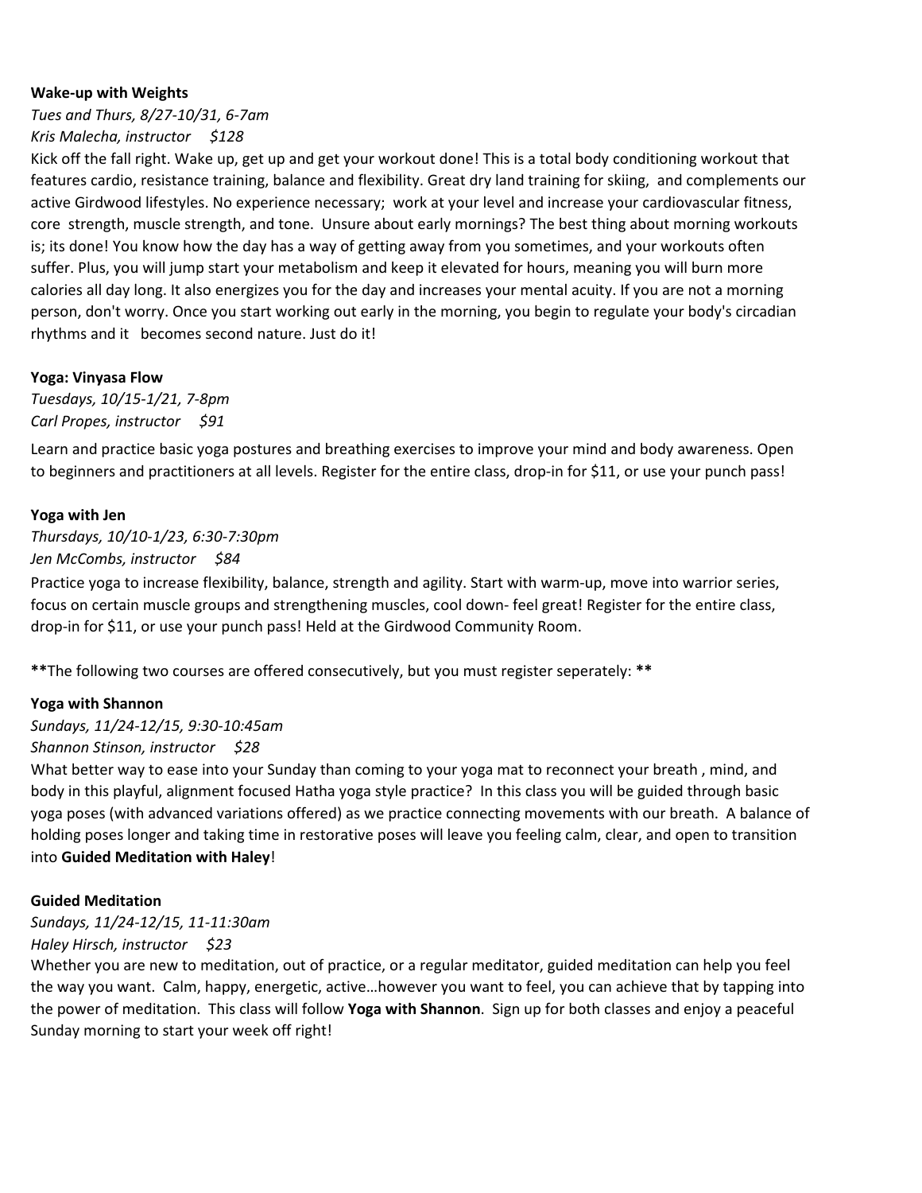**Wake-up with Weights**

*Tues and Thurs, 8/27-10/31, 6-7am*

*Kris Malecha, instructor $128*

Kick off the fall right. Wake up, get up and get your workout done! This is a total body conditioning workout that features cardio, resistance training, balance and flexibility. Great dry land training for skiing, and complements our active Girdwood lifestyles. No experience necessary; work at your level and increase your cardiovascular fitness, core strength, muscle strength, and tone. Unsure about early mornings? The best thing about morning workouts is; its done! You know how the day has a way of getting away from you sometimes, and your workouts often suffer. Plus, you will jump start your metabolism and keep it elevated for hours, meaning you will burn more calories all day long. It also energizes you for the day and increases your mental acuity. If you are not a morning person, don't worry. Once you start working out early in the morning, you begin to regulate your body's circadian rhythms and it becomes second nature. Just do it!

**Yoga: Vinyasa Flow**

*Tuesdays, 10/15-1/21, 7-8pm*

*Carl Propes, instructor $91*

Learn and practice basic yoga postures and breathing exercises to improve your mind and body awareness. Open to beginners and practitioners at all levels. Register for the entire class, drop-in for $11, or use your punch pass!

**Yoga with Jen**

*Thursdays, 10/10-1/23, 6:30-7:30pm*

*Jen McCombs, instructor $84*

Practice yoga to increase flexibility, balance, strength and agility. Start with warm-up, move into warrior series, focus on certain muscle groups and strengthening muscles, cool down- feel great! Register for the entire class, drop-in for $11, or use your punch pass! Held at the Girdwood Community Room.

**The following two courses are offered consecutively, but you must register seperately: **

**Yoga with Shannon**

*Sundays, 11/24-12/15, 9:30-10:45am*

*Shannon Stinson, instructor $28*

What better way to ease into your Sunday than coming to your yoga mat to reconnect your breath , mind, and body in this playful, alignment focused Hatha yoga style practice? In this class you will be guided through basic yoga poses (with advanced variations offered) as we practice connecting movements with our breath. A balance of holding poses longer and taking time in restorative poses will leave you feeling calm, clear, and open to transition into **Guided Meditation with Haley**!

**Guided Meditation**

*Sundays, 11/24-12/15, 11-11:30am*

*Haley Hirsch, instructor $23*

Whether you are new to meditation, out of practice, or a regular meditator, guided meditation can help you feel the way you want. Calm, happy, energetic, active…however you want to feel, you can achieve that by tapping into the power of meditation. This class will follow **Yoga with Shannon**. Sign up for both classes and enjoy a peaceful Sunday morning to start your week off right!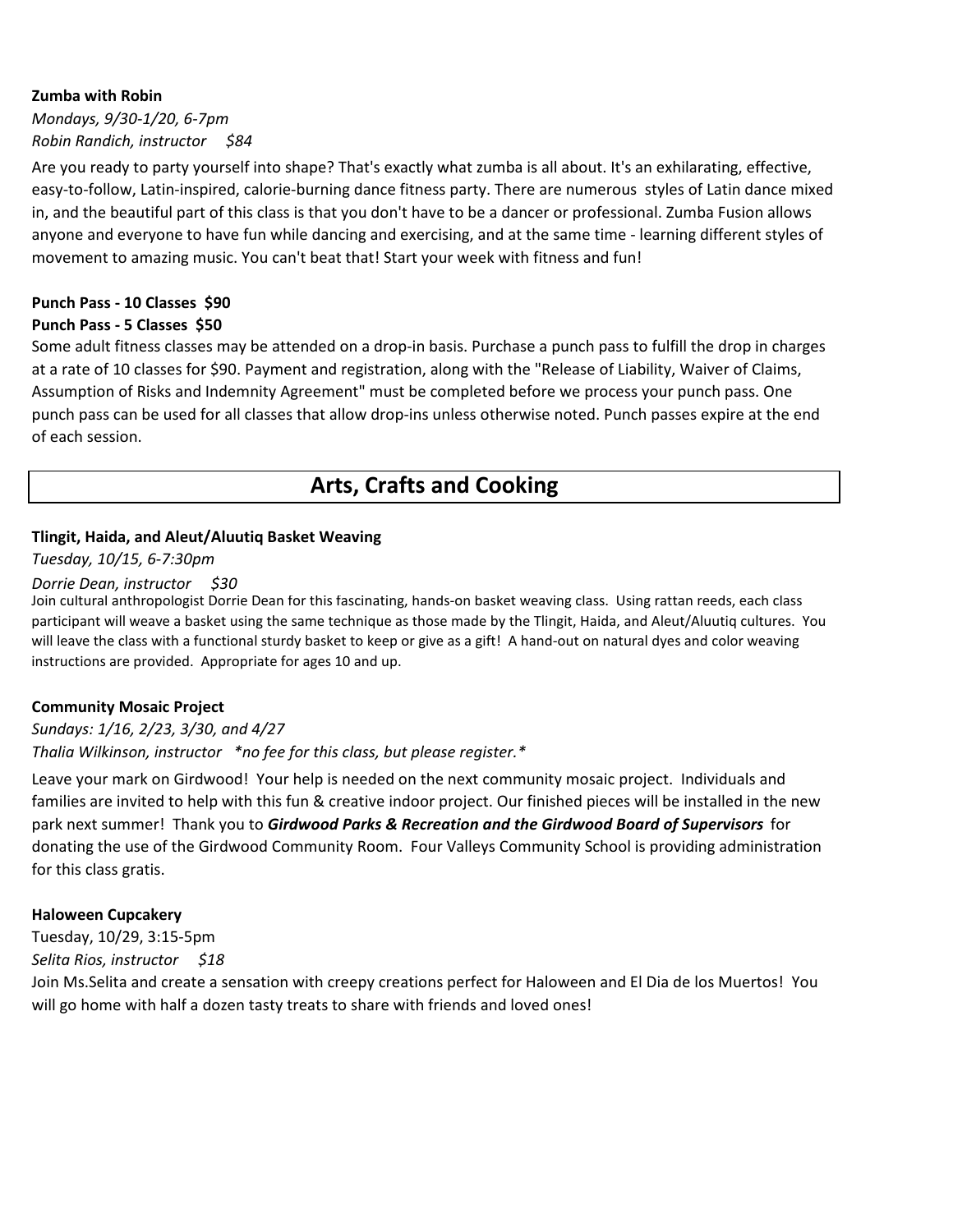**Zumba with Robin**

*Mondays, 9/30-1/20, 6-7pm*

*Robin Randich, instructor    $84*

Are you ready to party yourself into shape? That's exactly what zumba is all about. It's an exhilarating, effective, easy-to-follow, Latin-inspired, calorie-burning dance fitness party. There are numerous styles of Latin dance mixed in, and the beautiful part of this class is that you don't have to be a dancer or professional. Zumba Fusion allows anyone and everyone to have fun while dancing and exercising, and at the same time - learning different styles of movement to amazing music. You can't beat that! Start your week with fitness and fun!

**Punch Pass - 10 Classes  $90**

**Punch Pass - 5 Classes  $50**

Some adult fitness classes may be attended on a drop-in basis. Purchase a punch pass to fulfill the drop in charges at a rate of 10 classes for $90. Payment and registration, along with the "Release of Liability, Waiver of Claims, Assumption of Risks and Indemnity Agreement" must be completed before we process your punch pass. One punch pass can be used for all classes that allow drop-ins unless otherwise noted. Punch passes expire at the end of each session.

## Arts, Crafts and Cooking

**Tlingit, Haida, and Aleut/Aluutiq Basket Weaving**

*Tuesday, 10/15, 6-7:30pm*

*Dorrie Dean, instructor    $30*

Join cultural anthropologist Dorrie Dean for this fascinating, hands-on basket weaving class. Using rattan reeds, each class participant will weave a basket using the same technique as those made by the Tlingit, Haida, and Aleut/Aluutiq cultures. You will leave the class with a functional sturdy basket to keep or give as a gift! A hand-out on natural dyes and color weaving instructions are provided. Appropriate for ages 10 and up.

**Community Mosaic Project**

*Sundays: 1/16, 2/23, 3/30, and 4/27*

*Thalia Wilkinson, instructor   *no fee for this class, but please register.**

Leave your mark on Girdwood! Your help is needed on the next community mosaic project. Individuals and families are invited to help with this fun & creative indoor project. Our finished pieces will be installed in the new park next summer! Thank you to ***Girdwood Parks & Recreation and the Girdwood Board of Supervisors*** for donating the use of the Girdwood Community Room. Four Valleys Community School is providing administration for this class gratis.

**Haloween Cupcakery**

Tuesday, 10/29, 3:15-5pm

*Selita Rios, instructor    $18*

Join Ms.Selita and create a sensation with creepy creations perfect for Haloween and El Dia de los Muertos! You will go home with half a dozen tasty treats to share with friends and loved ones!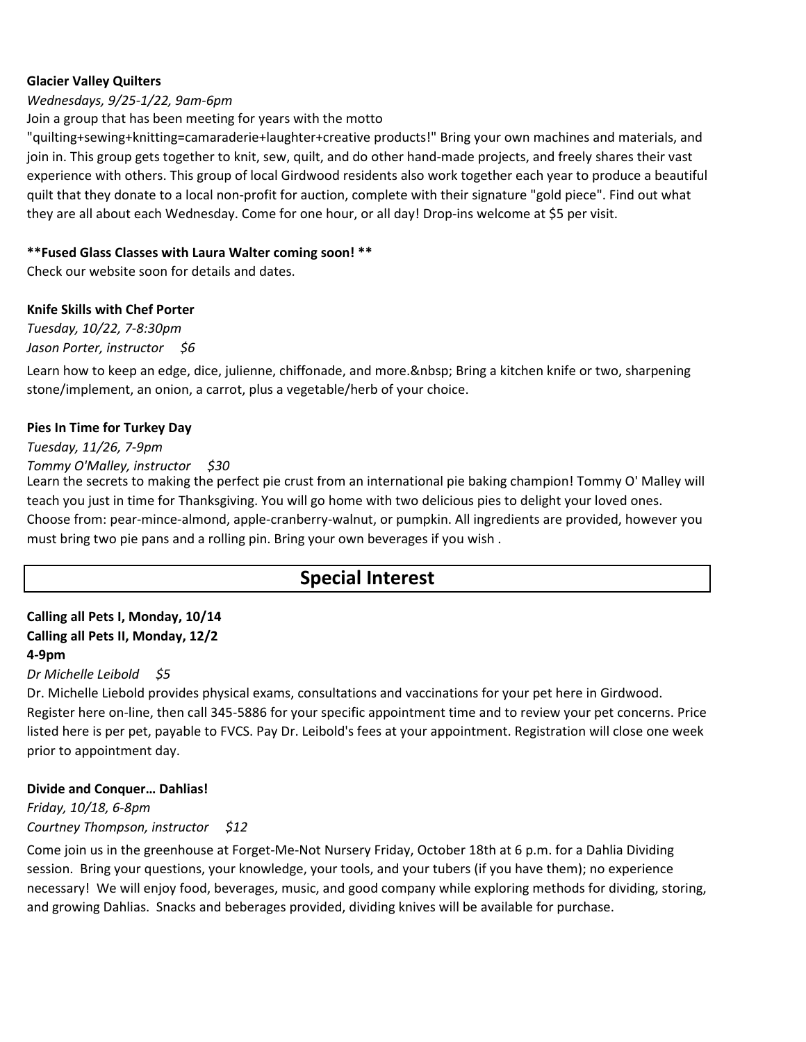**Glacier Valley Quilters**

*Wednesdays, 9/25-1/22, 9am-6pm*

Join a group that has been meeting for years with the motto "quilting+sewing+knitting=camaraderie+laughter+creative products!" Bring your own machines and materials, and join in. This group gets together to knit, sew, quilt, and do other hand-made projects, and freely shares their vast experience with others. This group of local Girdwood residents also work together each year to produce a beautiful quilt that they donate to a local non-profit for auction, complete with their signature "gold piece". Find out what they are all about each Wednesday. Come for one hour, or all day! Drop-ins welcome at $5 per visit.

****Fused Glass Classes with Laura Walter coming soon! ****

Check our website soon for details and dates.

**Knife Skills with Chef Porter**

*Tuesday, 10/22, 7-8:30pm*

*Jason Porter, instructor $6*

Learn how to keep an edge, dice, julienne, chiffonade, and more.&nbsp; Bring a kitchen knife or two, sharpening stone/implement, an onion, a carrot, plus a vegetable/herb of your choice.

**Pies In Time for Turkey Day**

*Tuesday, 11/26, 7-9pm*

*Tommy O'Malley, instructor $30*

Learn the secrets to making the perfect pie crust from an international pie baking champion! Tommy O' Malley will teach you just in time for Thanksgiving. You will go home with two delicious pies to delight your loved ones. Choose from: pear-mince-almond, apple-cranberry-walnut, or pumpkin. All ingredients are provided, however you must bring two pie pans and a rolling pin. Bring your own beverages if you wish .

## Special Interest

**Calling all Pets I, Monday, 10/14**
**Calling all Pets II, Monday, 12/2**
**4-9pm**

*Dr Michelle Leibold $5*

Dr. Michelle Liebold provides physical exams, consultations and vaccinations for your pet here in Girdwood. Register here on-line, then call 345-5886 for your specific appointment time and to review your pet concerns. Price listed here is per pet, payable to FVCS. Pay Dr. Leibold's fees at your appointment. Registration will close one week prior to appointment day.

**Divide and Conquer… Dahlias!**

*Friday, 10/18, 6-8pm*

*Courtney Thompson, instructor $12*

Come join us in the greenhouse at Forget-Me-Not Nursery Friday, October 18th at 6 p.m. for a Dahlia Dividing session. Bring your questions, your knowledge, your tools, and your tubers (if you have them); no experience necessary! We will enjoy food, beverages, music, and good company while exploring methods for dividing, storing, and growing Dahlias. Snacks and beberages provided, dividing knives will be available for purchase.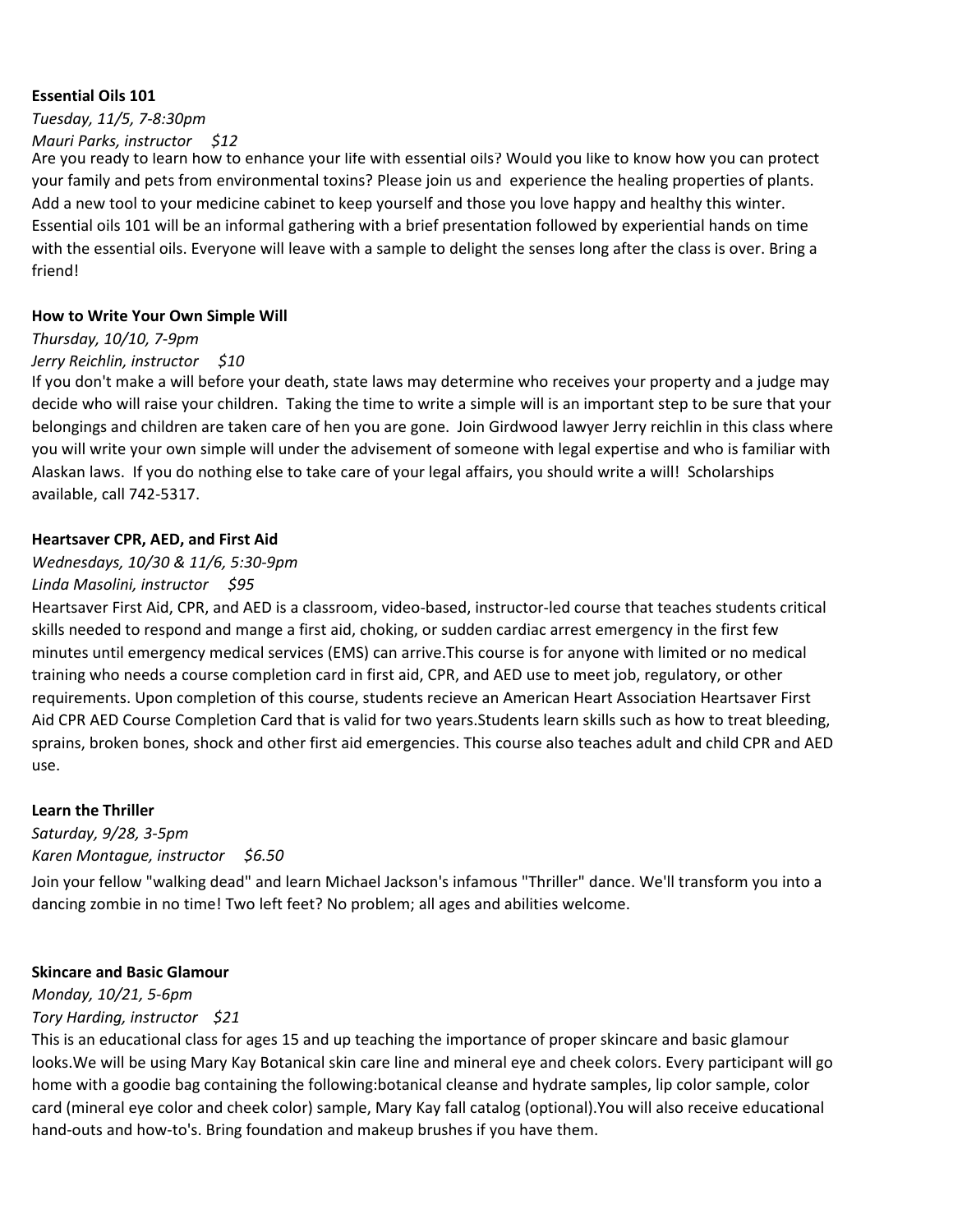**Essential Oils 101**

*Tuesday, 11/5, 7-8:30pm*

*Mauri Parks, instructor  $12*

Are you ready to learn how to enhance your life with essential oils? Would you like to know how you can protect your family and pets from environmental toxins? Please join us and experience the healing properties of plants. Add a new tool to your medicine cabinet to keep yourself and those you love happy and healthy this winter. Essential oils 101 will be an informal gathering with a brief presentation followed by experiential hands on time with the essential oils. Everyone will leave with a sample to delight the senses long after the class is over. Bring a friend!

**How to Write Your Own Simple Will**

*Thursday, 10/10, 7-9pm*

*Jerry Reichlin, instructor  $10*

If you don't make a will before your death, state laws may determine who receives your property and a judge may decide who will raise your children. Taking the time to write a simple will is an important step to be sure that your belongings and children are taken care of hen you are gone. Join Girdwood lawyer Jerry reichlin in this class where you will write your own simple will under the advisement of someone with legal expertise and who is familiar with Alaskan laws. If you do nothing else to take care of your legal affairs, you should write a will! Scholarships available, call 742-5317.

**Heartsaver CPR, AED, and First Aid**

*Wednesdays, 10/30 & 11/6, 5:30-9pm*

*Linda Masolini, instructor  $95*

Heartsaver First Aid, CPR, and AED is a classroom, video-based, instructor-led course that teaches students critical skills needed to respond and mange a first aid, choking, or sudden cardiac arrest emergency in the first few minutes until emergency medical services (EMS) can arrive.This course is for anyone with limited or no medical training who needs a course completion card in first aid, CPR, and AED use to meet job, regulatory, or other requirements. Upon completion of this course, students recieve an American Heart Association Heartsaver First Aid CPR AED Course Completion Card that is valid for two years.Students learn skills such as how to treat bleeding, sprains, broken bones, shock and other first aid emergencies. This course also teaches adult and child CPR and AED use.

**Learn the Thriller**

*Saturday, 9/28, 3-5pm*

*Karen Montague, instructor  $6.50*

Join your fellow "walking dead" and learn Michael Jackson's infamous "Thriller" dance. We'll transform you into a dancing zombie in no time! Two left feet? No problem; all ages and abilities welcome.

**Skincare and Basic Glamour**

*Monday, 10/21, 5-6pm*

*Tory Harding, instructor  $21*

This is an educational class for ages 15 and up teaching the importance of proper skincare and basic glamour looks.We will be using Mary Kay Botanical skin care line and mineral eye and cheek colors. Every participant will go home with a goodie bag containing the following:botanical cleanse and hydrate samples, lip color sample, color card (mineral eye color and cheek color) sample, Mary Kay fall catalog (optional).You will also receive educational hand-outs and how-to's. Bring foundation and makeup brushes if you have them.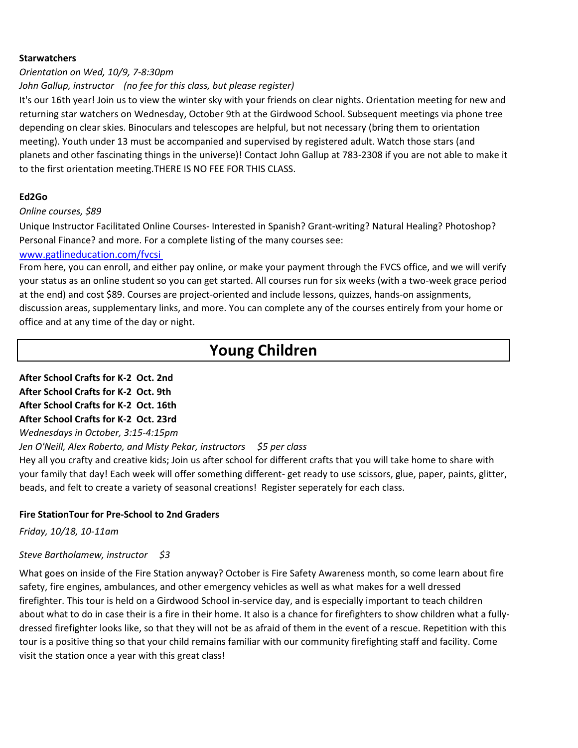**Starwatchers**

*Orientation on Wed, 10/9, 7-8:30pm*

*John Gallup, instructor (no fee for this class, but please register)*

It's our 16th year! Join us to view the winter sky with your friends on clear nights. Orientation meeting for new and returning star watchers on Wednesday, October 9th at the Girdwood School. Subsequent meetings via phone tree depending on clear skies. Binoculars and telescopes are helpful, but not necessary (bring them to orientation meeting). Youth under 13 must be accompanied and supervised by registered adult. Watch those stars (and planets and other fascinating things in the universe)! Contact John Gallup at 783-2308 if you are not able to make it to the first orientation meeting.THERE IS NO FEE FOR THIS CLASS.

**Ed2Go**

*Online courses, $89*

Unique Instructor Facilitated Online Courses- Interested in Spanish? Grant-writing? Natural Healing? Photoshop? Personal Finance? and more. For a complete listing of the many courses see:

www.gatlineducation.com/fvcsi

From here, you can enroll, and either pay online, or make your payment through the FVCS office, and we will verify your status as an online student so you can get started. All courses run for six weeks (with a two-week grace period at the end) and cost $89. Courses are project-oriented and include lessons, quizzes, hands-on assignments, discussion areas, supplementary links, and more. You can complete any of the courses entirely from your home or office and at any time of the day or night.

# Young Children

**After School Crafts for K-2 Oct. 2nd**
**After School Crafts for K-2 Oct. 9th**
**After School Crafts for K-2 Oct. 16th**
**After School Crafts for K-2 Oct. 23rd**

*Wednesdays in October, 3:15-4:15pm*

*Jen O'Neill, Alex Roberto, and Misty Pekar, instructors $5 per class*

Hey all you crafty and creative kids; Join us after school for different crafts that you will take home to share with your family that day! Each week will offer something different- get ready to use scissors, glue, paper, paints, glitter, beads, and felt to create a variety of seasonal creations! Register seperately for each class.

**Fire StationTour for Pre-School to 2nd Graders**

*Friday, 10/18, 10-11am*

*Steve Bartholamew, instructor $3*

What goes on inside of the Fire Station anyway? October is Fire Safety Awareness month, so come learn about fire safety, fire engines, ambulances, and other emergency vehicles as well as what makes for a well dressed firefighter. This tour is held on a Girdwood School in-service day, and is especially important to teach children about what to do in case their is a fire in their home. It also is a chance for firefighters to show children what a fully-dressed firefighter looks like, so that they will not be as afraid of them in the event of a rescue. Repetition with this tour is a positive thing so that your child remains familiar with our community firefighting staff and facility. Come visit the station once a year with this great class!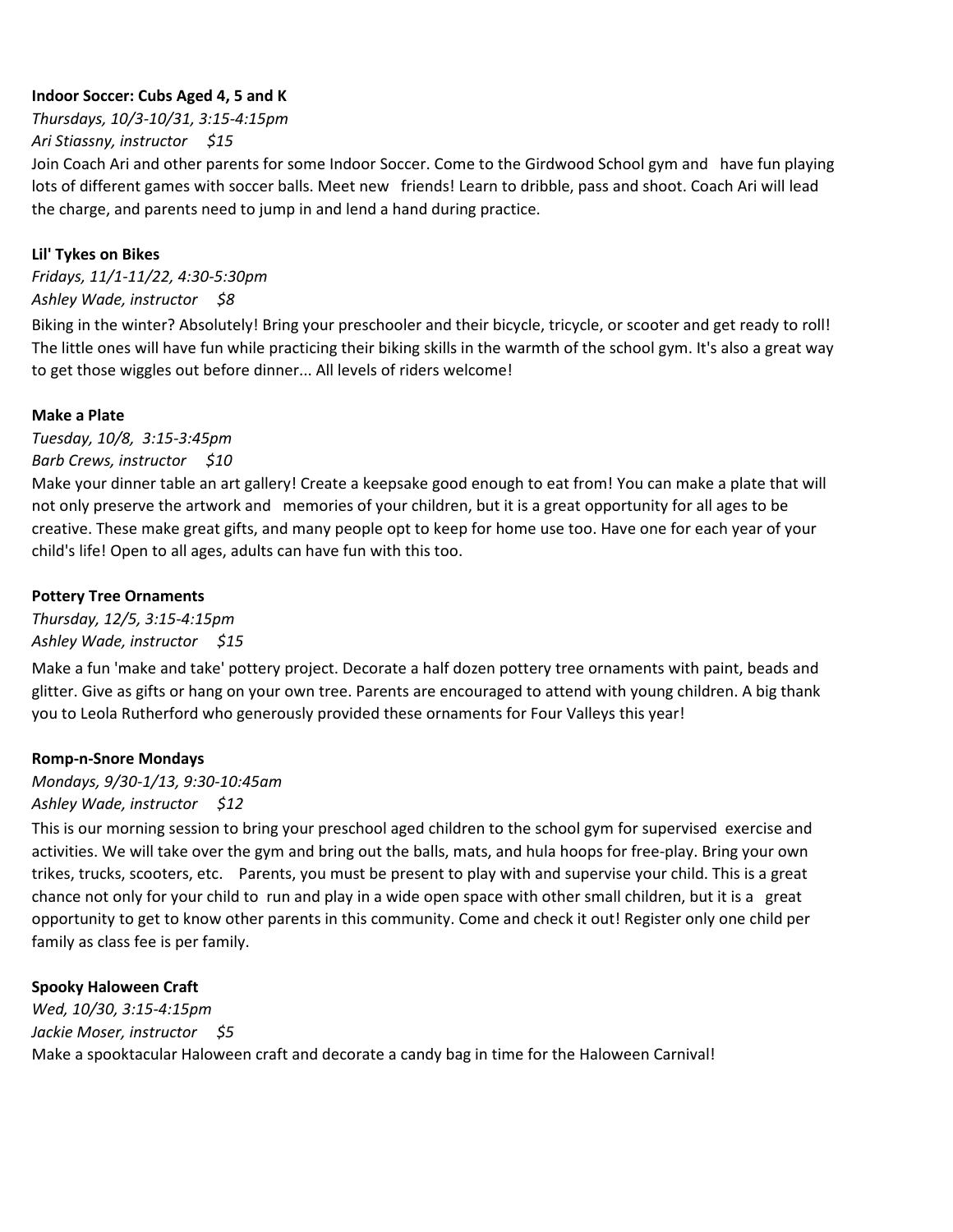**Indoor Soccer: Cubs Aged 4, 5 and K**

*Thursdays, 10/3-10/31, 3:15-4:15pm*

*Ari Stiassny, instructor $15*

Join Coach Ari and other parents for some Indoor Soccer. Come to the Girdwood School gym and have fun playing lots of different games with soccer balls. Meet new friends! Learn to dribble, pass and shoot. Coach Ari will lead the charge, and parents need to jump in and lend a hand during practice.

**Lil' Tykes on Bikes**

*Fridays, 11/1-11/22, 4:30-5:30pm*

*Ashley Wade, instructor $8*

Biking in the winter? Absolutely! Bring your preschooler and their bicycle, tricycle, or scooter and get ready to roll! The little ones will have fun while practicing their biking skills in the warmth of the school gym. It's also a great way to get those wiggles out before dinner... All levels of riders welcome!

**Make a Plate**

*Tuesday, 10/8, 3:15-3:45pm*

*Barb Crews, instructor $10*

Make your dinner table an art gallery! Create a keepsake good enough to eat from! You can make a plate that will not only preserve the artwork and memories of your children, but it is a great opportunity for all ages to be creative. These make great gifts, and many people opt to keep for home use too. Have one for each year of your child's life! Open to all ages, adults can have fun with this too.

**Pottery Tree Ornaments**

*Thursday, 12/5, 3:15-4:15pm*

*Ashley Wade, instructor $15*

Make a fun 'make and take' pottery project. Decorate a half dozen pottery tree ornaments with paint, beads and glitter. Give as gifts or hang on your own tree. Parents are encouraged to attend with young children. A big thank you to Leola Rutherford who generously provided these ornaments for Four Valleys this year!

**Romp-n-Snore Mondays**

*Mondays, 9/30-1/13, 9:30-10:45am*

*Ashley Wade, instructor $12*

This is our morning session to bring your preschool aged children to the school gym for supervised exercise and activities. We will take over the gym and bring out the balls, mats, and hula hoops for free-play. Bring your own trikes, trucks, scooters, etc. Parents, you must be present to play with and supervise your child. This is a great chance not only for your child to run and play in a wide open space with other small children, but it is a great opportunity to get to know other parents in this community. Come and check it out! Register only one child per family as class fee is per family.

**Spooky Haloween Craft**

*Wed, 10/30, 3:15-4:15pm*

*Jackie Moser, instructor $5*

Make a spooktacular Haloween craft and decorate a candy bag in time for the Haloween Carnival!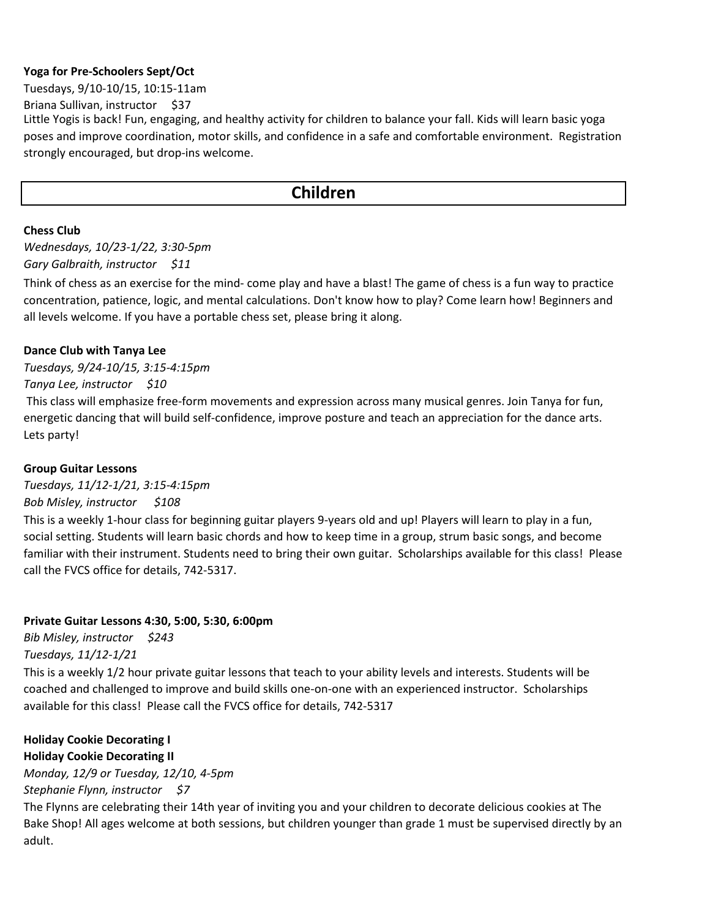**Yoga for Pre-Schoolers Sept/Oct**

Tuesdays, 9/10-10/15, 10:15-11am

Briana Sullivan, instructor $37

Little Yogis is back! Fun, engaging, and healthy activity for children to balance your fall. Kids will learn basic yoga poses and improve coordination, motor skills, and confidence in a safe and comfortable environment. Registration strongly encouraged, but drop-ins welcome.

## Children

**Chess Club**

*Wednesdays, 10/23-1/22, 3:30-5pm*

*Gary Galbraith, instructor $11*

Think of chess as an exercise for the mind- come play and have a blast! The game of chess is a fun way to practice concentration, patience, logic, and mental calculations. Don't know how to play? Come learn how! Beginners and all levels welcome. If you have a portable chess set, please bring it along.

**Dance Club with Tanya Lee**

*Tuesdays, 9/24-10/15, 3:15-4:15pm*

*Tanya Lee, instructor $10*

This class will emphasize free-form movements and expression across many musical genres. Join Tanya for fun, energetic dancing that will build self-confidence, improve posture and teach an appreciation for the dance arts. Lets party!

**Group Guitar Lessons**

*Tuesdays, 11/12-1/21, 3:15-4:15pm*

*Bob Misley, instructor $108*

This is a weekly 1-hour class for beginning guitar players 9-years old and up! Players will learn to play in a fun, social setting. Students will learn basic chords and how to keep time in a group, strum basic songs, and become familiar with their instrument. Students need to bring their own guitar. Scholarships available for this class! Please call the FVCS office for details, 742-5317.

**Private Guitar Lessons 4:30, 5:00, 5:30, 6:00pm**

*Bib Misley, instructor $243*

*Tuesdays, 11/12-1/21*

This is a weekly 1/2 hour private guitar lessons that teach to your ability levels and interests. Students will be coached and challenged to improve and build skills one-on-one with an experienced instructor. Scholarships available for this class! Please call the FVCS office for details, 742-5317

**Holiday Cookie Decorating I**
**Holiday Cookie Decorating II**

*Monday, 12/9 or Tuesday, 12/10, 4-5pm*

*Stephanie Flynn, instructor $7*

The Flynns are celebrating their 14th year of inviting you and your children to decorate delicious cookies at The Bake Shop! All ages welcome at both sessions, but children younger than grade 1 must be supervised directly by an adult.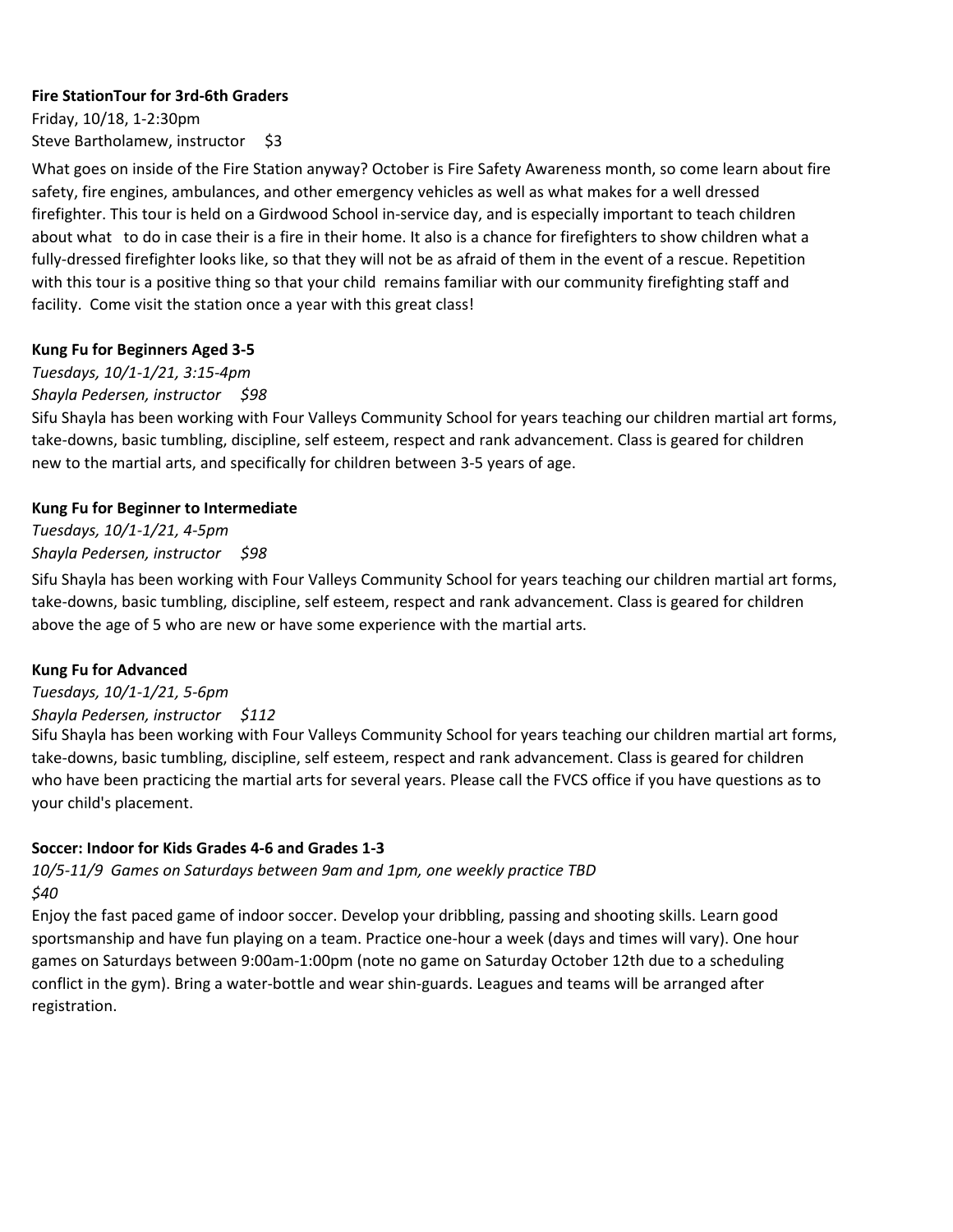**Fire StationTour for 3rd-6th Graders**

Friday, 10/18, 1-2:30pm
Steve Bartholamew, instructor $3

What goes on inside of the Fire Station anyway? October is Fire Safety Awareness month, so come learn about fire safety, fire engines, ambulances, and other emergency vehicles as well as what makes for a well dressed firefighter. This tour is held on a Girdwood School in-service day, and is especially important to teach children about what to do in case their is a fire in their home. It also is a chance for firefighters to show children what a fully-dressed firefighter looks like, so that they will not be as afraid of them in the event of a rescue. Repetition with this tour is a positive thing so that your child remains familiar with our community firefighting staff and facility. Come visit the station once a year with this great class!

**Kung Fu for Beginners Aged 3-5**

*Tuesdays, 10/1-1/21, 3:15-4pm*
*Shayla Pedersen, instructor $98*

Sifu Shayla has been working with Four Valleys Community School for years teaching our children martial art forms, take-downs, basic tumbling, discipline, self esteem, respect and rank advancement. Class is geared for children new to the martial arts, and specifically for children between 3-5 years of age.

**Kung Fu for Beginner to Intermediate**

*Tuesdays, 10/1-1/21, 4-5pm*
*Shayla Pedersen, instructor $98*

Sifu Shayla has been working with Four Valleys Community School for years teaching our children martial art forms, take-downs, basic tumbling, discipline, self esteem, respect and rank advancement. Class is geared for children above the age of 5 who are new or have some experience with the martial arts.

**Kung Fu for Advanced**

*Tuesdays, 10/1-1/21, 5-6pm*
*Shayla Pedersen, instructor $112*

Sifu Shayla has been working with Four Valleys Community School for years teaching our children martial art forms, take-downs, basic tumbling, discipline, self esteem, respect and rank advancement. Class is geared for children who have been practicing the martial arts for several years. Please call the FVCS office if you have questions as to your child's placement.

**Soccer: Indoor for Kids Grades 4-6 and Grades 1-3**

*10/5-11/9 Games on Saturdays between 9am and 1pm, one weekly practice TBD*
*$40*

Enjoy the fast paced game of indoor soccer. Develop your dribbling, passing and shooting skills. Learn good sportsmanship and have fun playing on a team. Practice one-hour a week (days and times will vary). One hour games on Saturdays between 9:00am-1:00pm (note no game on Saturday October 12th due to a scheduling conflict in the gym). Bring a water-bottle and wear shin-guards. Leagues and teams will be arranged after registration.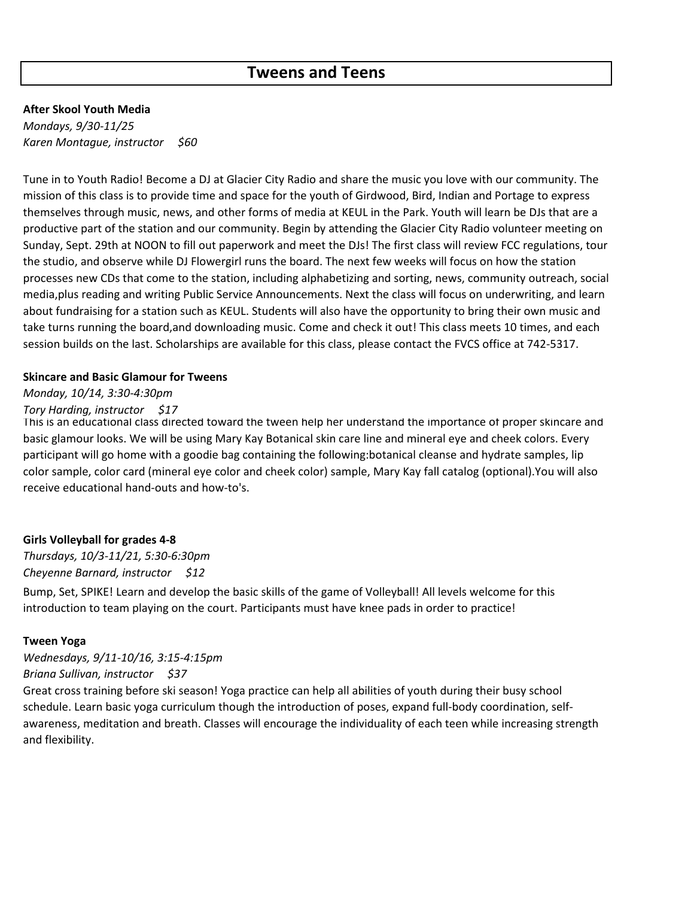## Tweens and Teens

**After Skool Youth Media**

*Mondays, 9/30-11/25*

*Karen Montague, instructor     $60*

Tune in to Youth Radio! Become a DJ at Glacier City Radio and share the music you love with our community. The mission of this class is to provide time and space for the youth of Girdwood, Bird, Indian and Portage to express themselves through music, news, and other forms of media at KEUL in the Park. Youth will learn be DJs that are a productive part of the station and our community. Begin by attending the Glacier City Radio volunteer meeting on Sunday, Sept. 29th at NOON to fill out paperwork and meet the DJs! The first class will review FCC regulations, tour the studio, and observe while DJ Flowergirl runs the board. The next few weeks will focus on how the station processes new CDs that come to the station, including alphabetizing and sorting, news, community outreach, social media,plus reading and writing Public Service Announcements. Next the class will focus on underwriting, and learn about fundraising for a station such as KEUL. Students will also have the opportunity to bring their own music and take turns running the board,and downloading music. Come and check it out! This class meets 10 times, and each session builds on the last. Scholarships are available for this class, please contact the FVCS office at 742-5317.

**Skincare and Basic Glamour for Tweens**

*Monday, 10/14, 3:30-4:30pm*

*Tory Harding, instructor     $17*

This is an educational class directed toward the tween help her understand the importance of proper skincare and basic glamour looks. We will be using Mary Kay Botanical skin care line and mineral eye and cheek colors. Every participant will go home with a goodie bag containing the following:botanical cleanse and hydrate samples, lip color sample, color card (mineral eye color and cheek color) sample, Mary Kay fall catalog (optional).You will also receive educational hand-outs and how-to's.

**Girls Volleyball for grades 4-8**

*Thursdays, 10/3-11/21, 5:30-6:30pm*

*Cheyenne Barnard, instructor     $12*

Bump, Set, SPIKE! Learn and develop the basic skills of the game of Volleyball! All levels welcome for this introduction to team playing on the court. Participants must have knee pads in order to practice!

**Tween Yoga**

*Wednesdays, 9/11-10/16, 3:15-4:15pm*

*Briana Sullivan, instructor     $37*

Great cross training before ski season! Yoga practice can help all abilities of youth during their busy school schedule. Learn basic yoga curriculum though the introduction of poses, expand full-body coordination, self-awareness, meditation and breath. Classes will encourage the individuality of each teen while increasing strength and flexibility.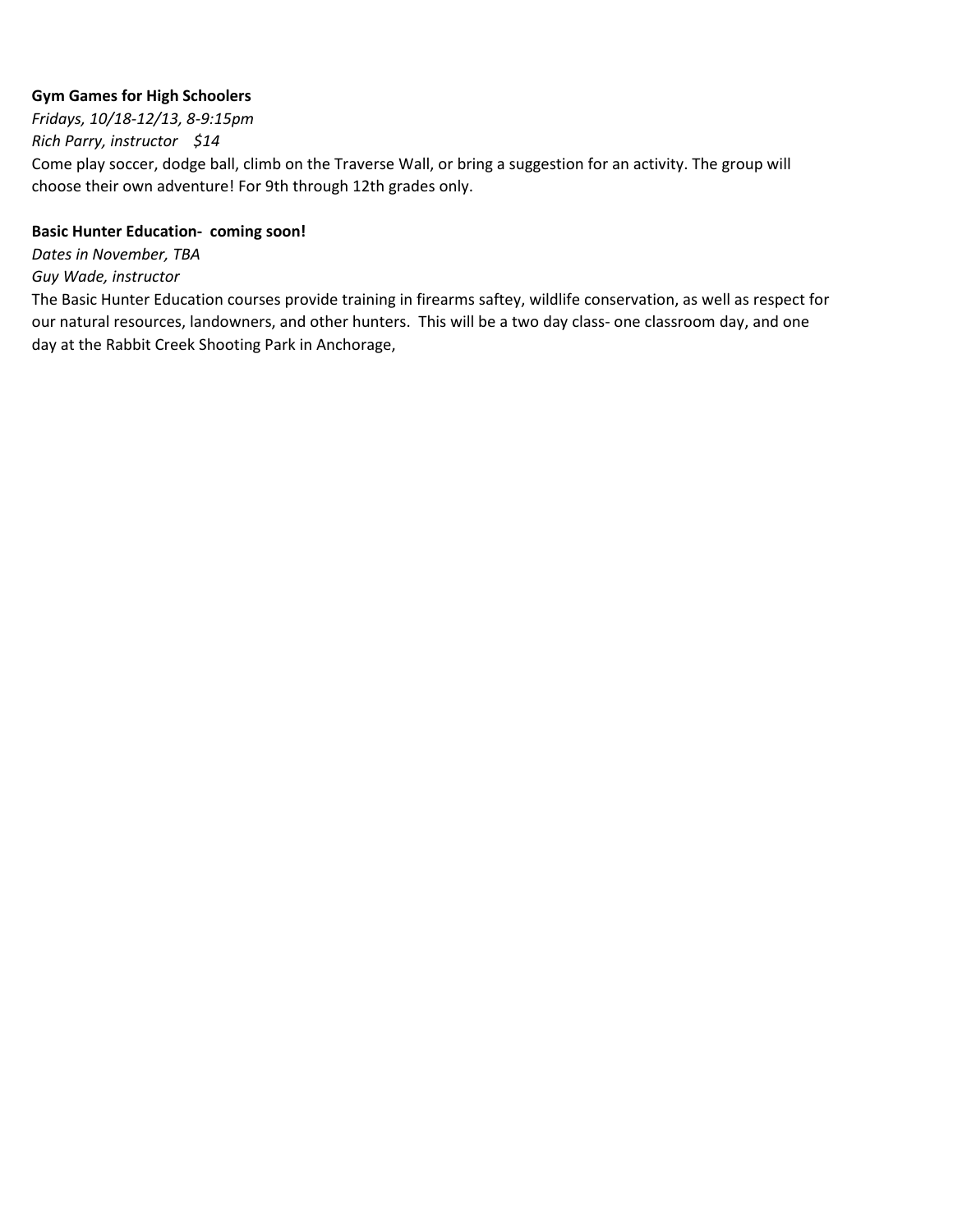**Gym Games for High Schoolers**

*Fridays, 10/18-12/13, 8-9:15pm*

*Rich Parry, instructor    $14*

Come play soccer, dodge ball, climb on the Traverse Wall, or bring a suggestion for an activity. The group will choose their own adventure! For 9th through 12th grades only.

**Basic Hunter Education- coming soon!**

*Dates in November, TBA*

*Guy Wade, instructor*

The Basic Hunter Education courses provide training in firearms saftey, wildlife conservation, as well as respect for our natural resources, landowners, and other hunters. This will be a two day class- one classroom day, and one day at the Rabbit Creek Shooting Park in Anchorage,